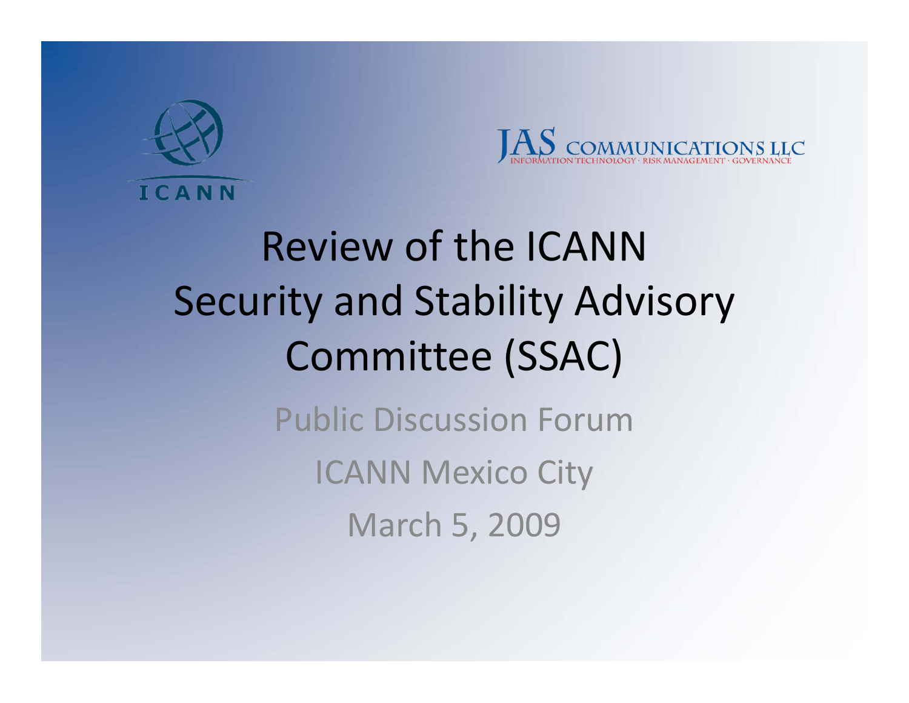ICANN

JAS COMMUNICATIONS LLC
INFORMATION TECHNOLOGY · RISK MANAGEMENT · GOVERNANCE

# Review of the ICANN Security and Stability Advisory Committee (SSAC)

Public Discussion Forum

ICANN Mexico City

March 5, 2009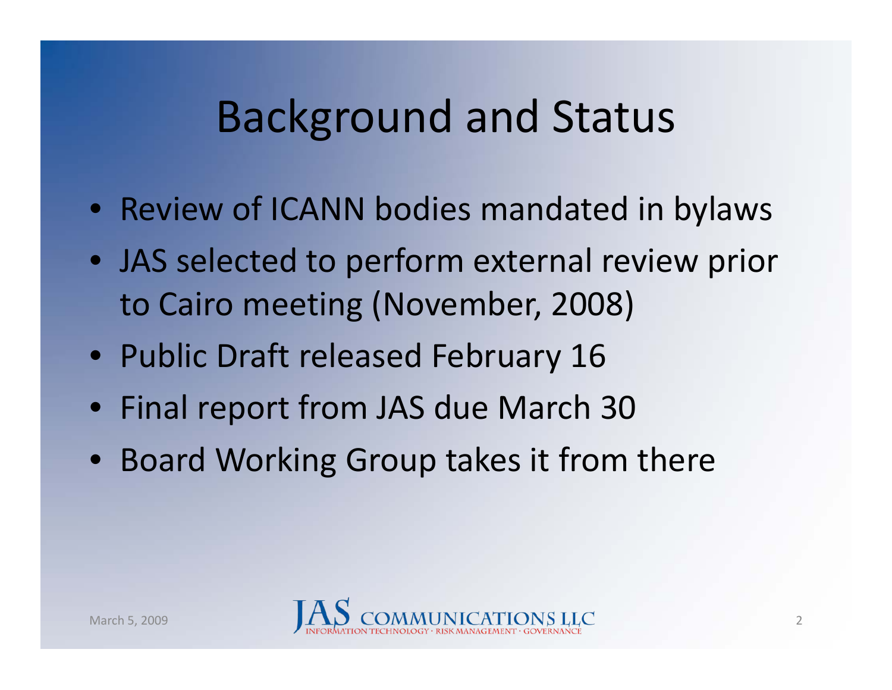# Background and Status

- Review of ICANN bodies mandated in bylaws
- JAS selected to perform external review prior to Cairo meeting (November, 2008)
- Public Draft released February 16
- Final report from JAS due March 30
- Board Working Group takes it from there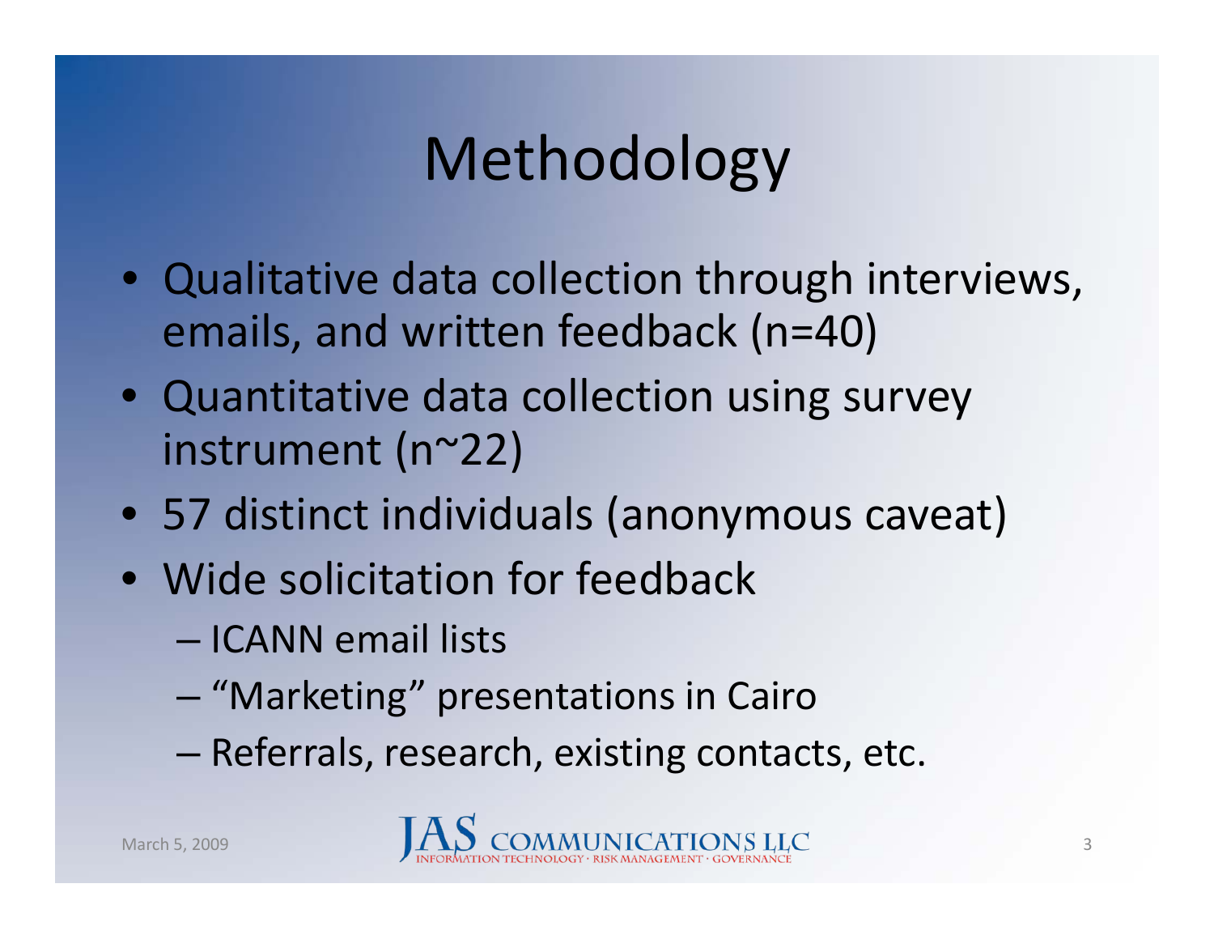# Methodology

- Qualitative data collection through interviews, emails, and written feedback (n=40)
- Quantitative data collection using survey instrument (n~22)
- 57 distinct individuals (anonymous caveat)
- Wide solicitation for feedback
  - ICANN email lists
  - "Marketing" presentations in Cairo
  - Referrals, research, existing contacts, etc.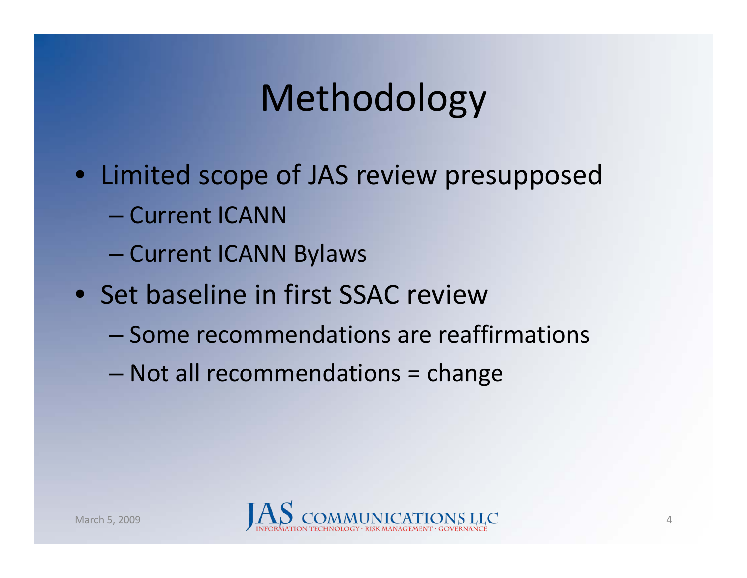# Methodology

- Limited scope of JAS review presupposed
  - Current ICANN
  - Current ICANN Bylaws
- Set baseline in first SSAC review
  - Some recommendations are reaffirmations
  - Not all recommendations = change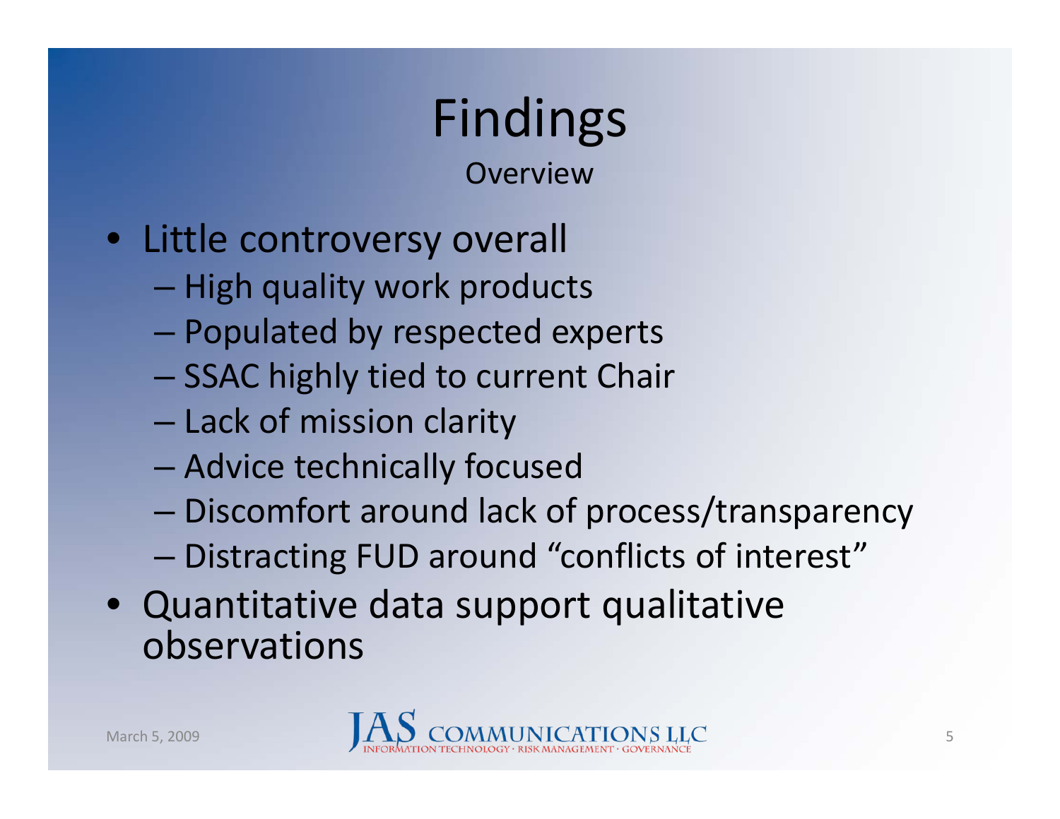# Findings

## Overview

- Little controversy overall
  - High quality work products
  - Populated by respected experts
  - SSAC highly tied to current Chair
  - Lack of mission clarity
  - Advice technically focused
  - Discomfort around lack of process/transparency
  - Distracting FUD around "conflicts of interest"
- Quantitative data support qualitative observations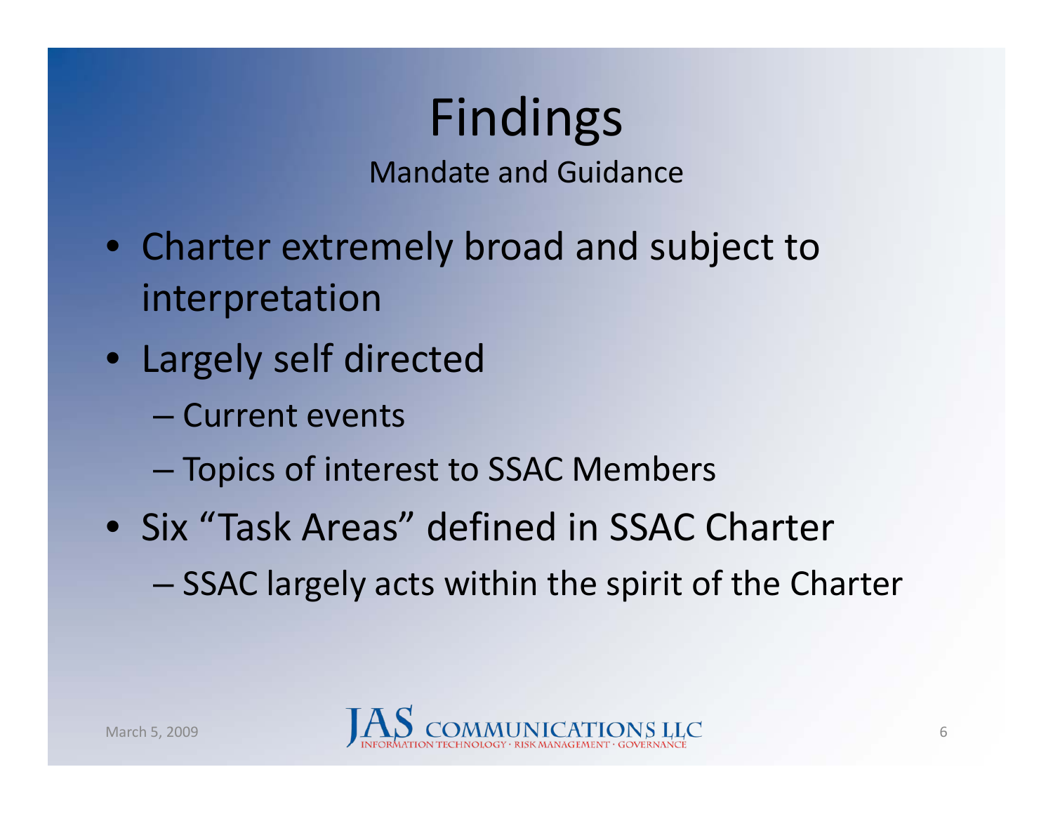# Findings

## Mandate and Guidance

- Charter extremely broad and subject to interpretation
- Largely self directed
  - Current events
  - Topics of interest to SSAC Members
- Six “Task Areas” defined in SSAC Charter
  - SSAC largely acts within the spirit of the Charter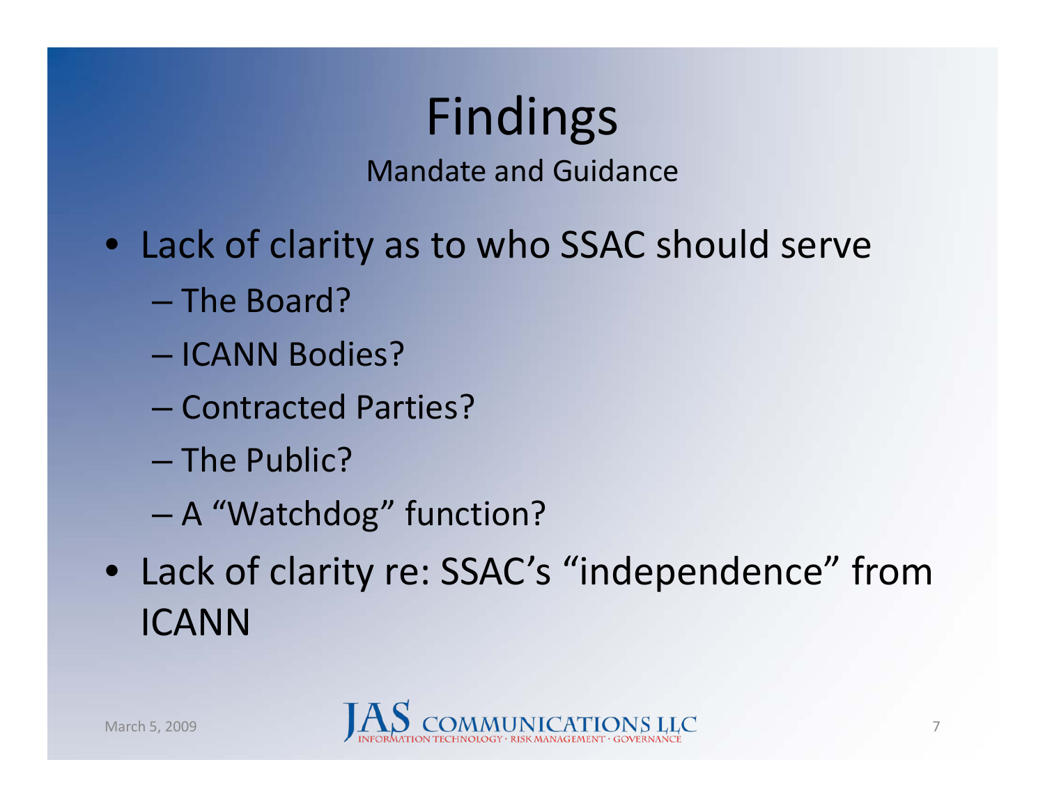# Findings

## Mandate and Guidance

- Lack of clarity as to who SSAC should serve
  - The Board?
  - ICANN Bodies?
  - Contracted Parties?
  - The Public?
  - A “Watchdog” function?
- Lack of clarity re: SSAC’s “independence” from ICANN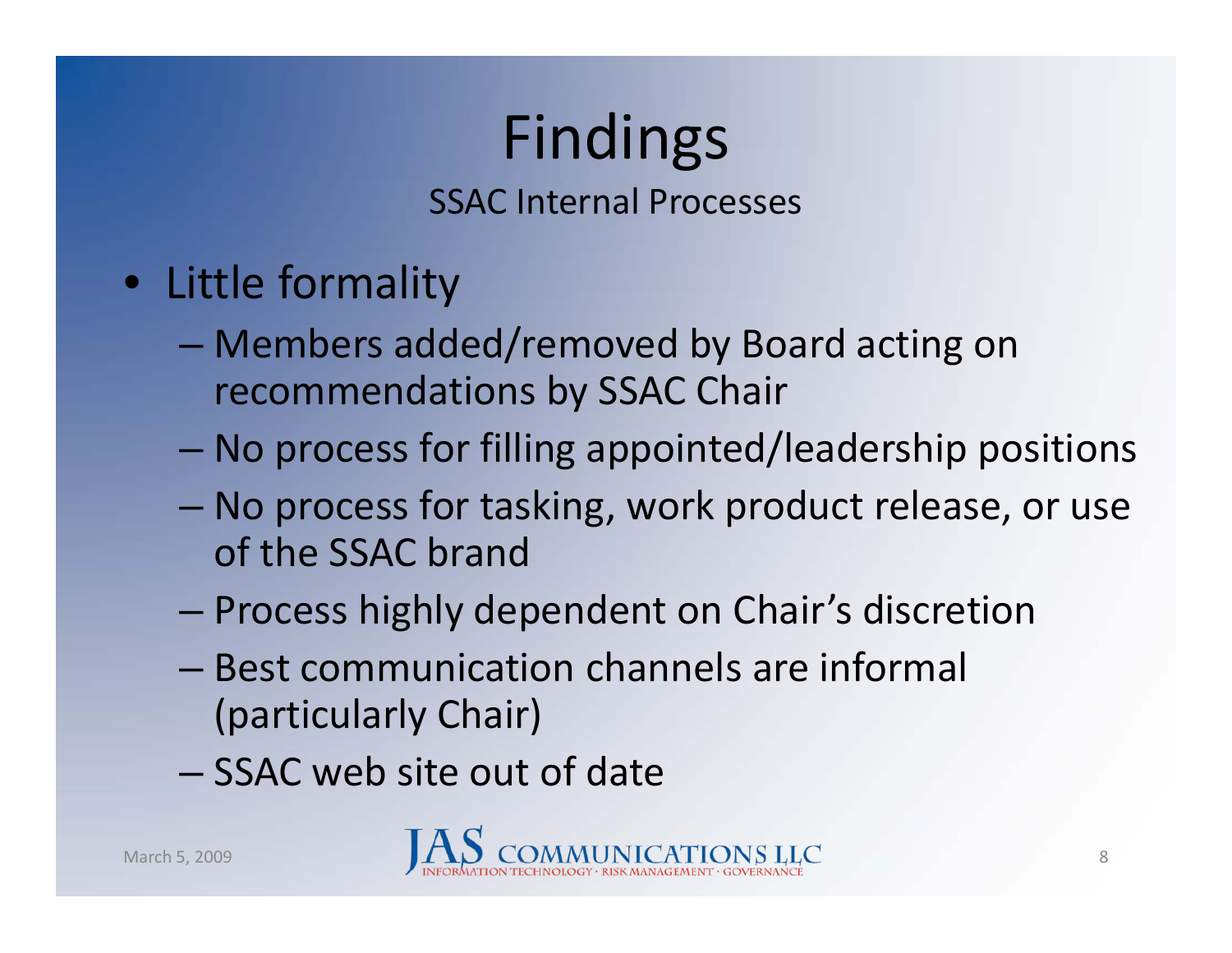# Findings

## SSAC Internal Processes

- Little formality
  - Members added/removed by Board acting on recommendations by SSAC Chair
  - No process for filling appointed/leadership positions
  - No process for tasking, work product release, or use of the SSAC brand
  - Process highly dependent on Chair's discretion
  - Best communication channels are informal (particularly Chair)
  - SSAC web site out of date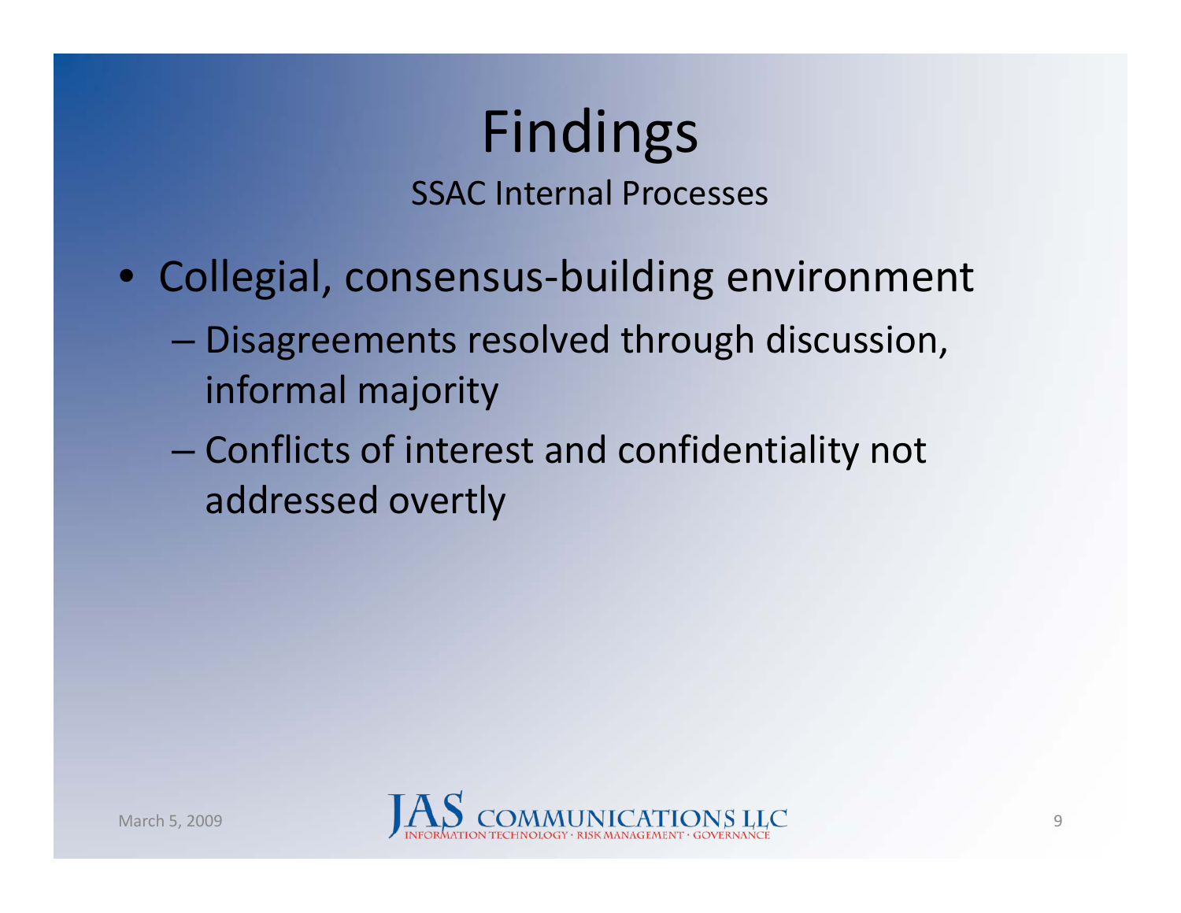# Findings

## SSAC Internal Processes

- Collegial, consensus-building environment
  - Disagreements resolved through discussion, informal majority
  - Conflicts of interest and confidentiality not addressed overtly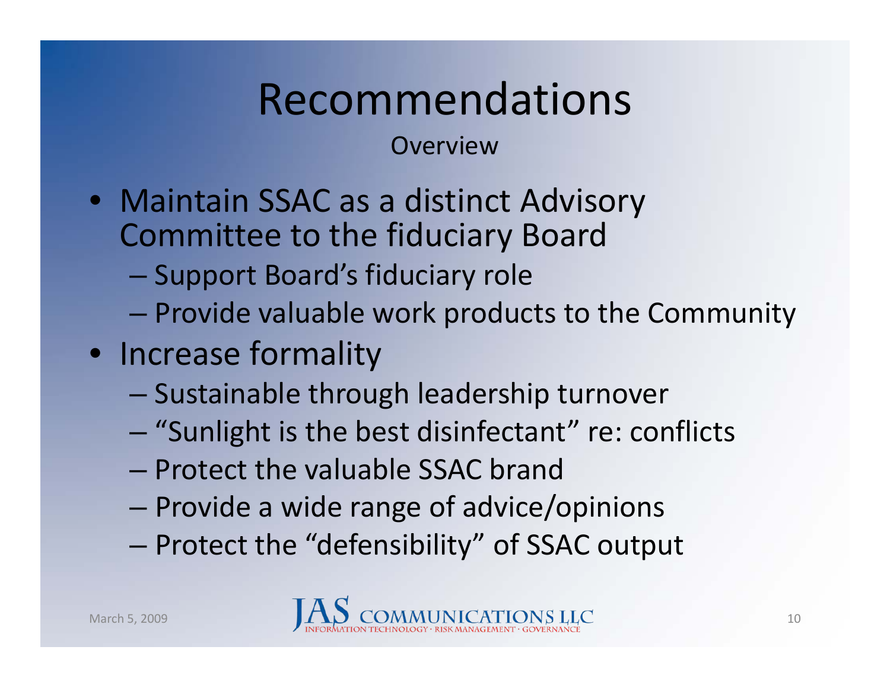# Recommendations

Overview

- Maintain SSAC as a distinct Advisory Committee to the fiduciary Board
  - Support Board's fiduciary role
  - Provide valuable work products to the Community
- Increase formality
  - Sustainable through leadership turnover
  - "Sunlight is the best disinfectant" re: conflicts
  - Protect the valuable SSAC brand
  - Provide a wide range of advice/opinions
  - Protect the "defensibility" of SSAC output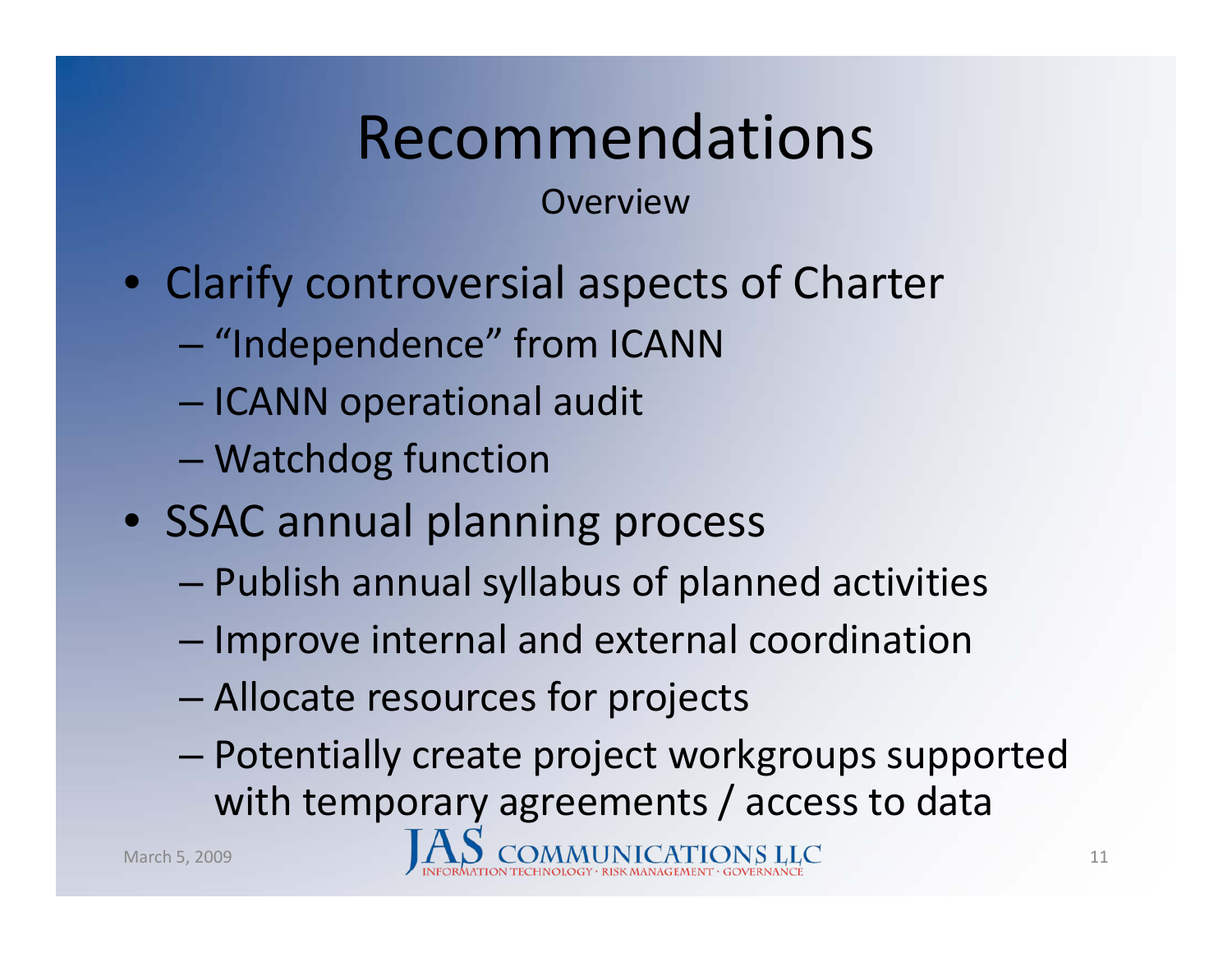# Recommendations

Overview

- Clarify controversial aspects of Charter
  - "Independence" from ICANN
  - ICANN operational audit
  - Watchdog function
- SSAC annual planning process
  - Publish annual syllabus of planned activities
  - Improve internal and external coordination
  - Allocate resources for projects
  - Potentially create project workgroups supported with temporary agreements / access to data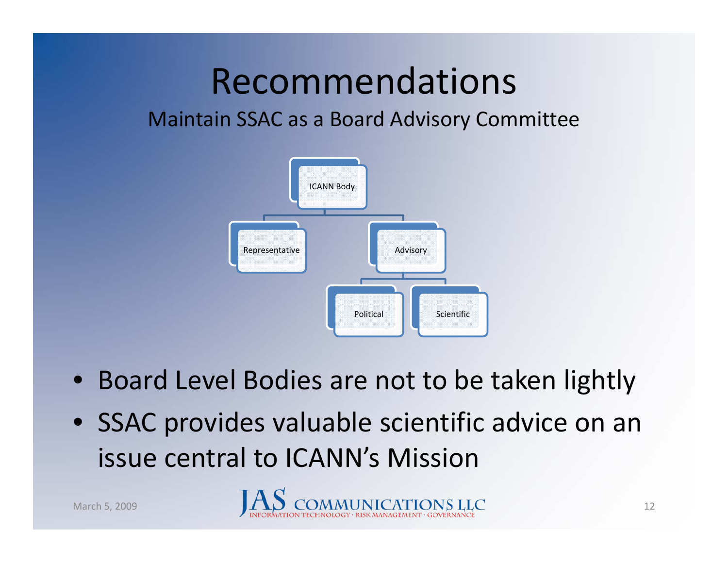# Recommendations

## Maintain SSAC as a Board Advisory Committee

- ICANN Body
  - Representative
  - Advisory
    - Political
    - Scientific

- Board Level Bodies are not to be taken lightly
- SSAC provides valuable scientific advice on an issue central to ICANN's Mission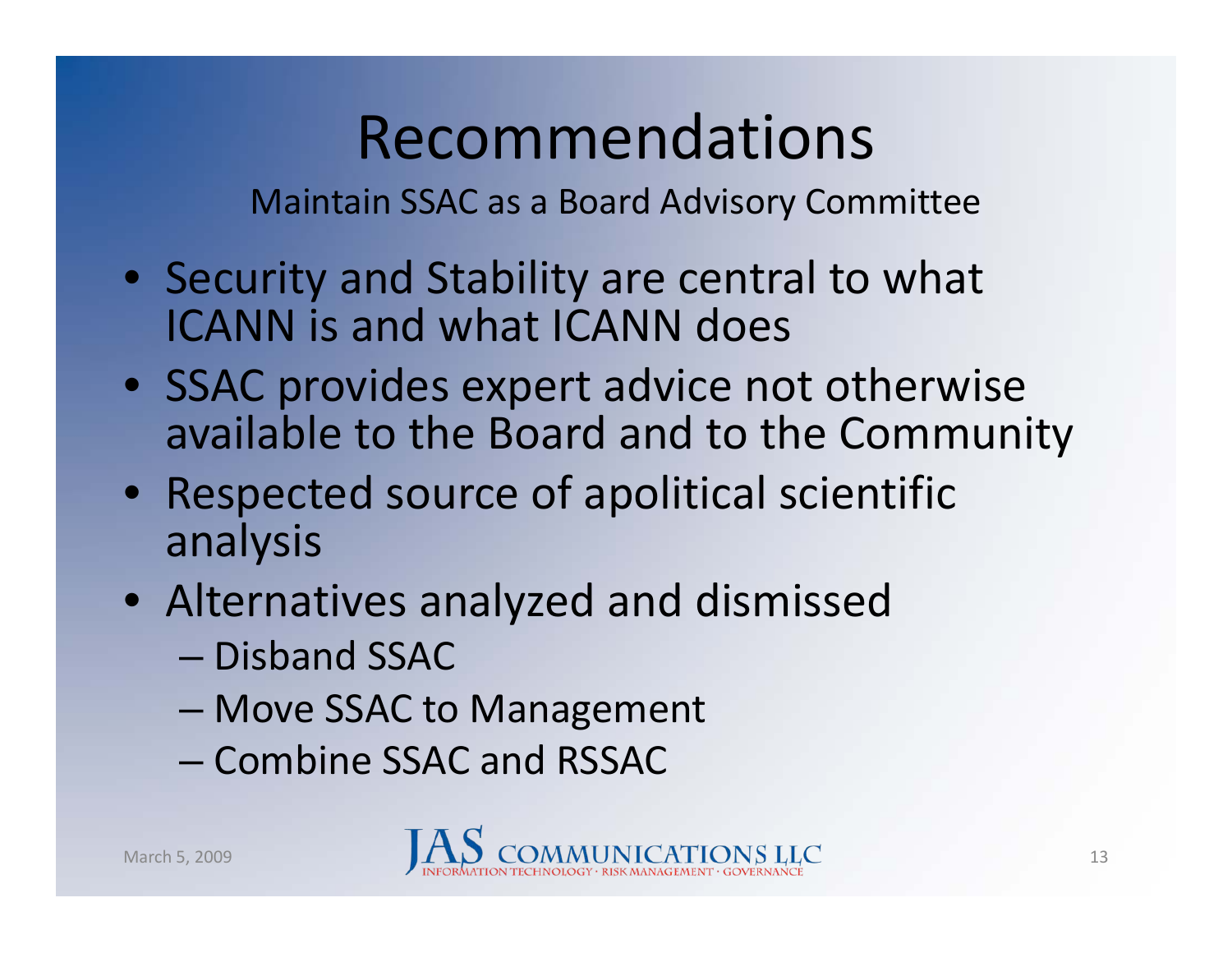# Recommendations

Maintain SSAC as a Board Advisory Committee

- Security and Stability are central to what ICANN is and what ICANN does
- SSAC provides expert advice not otherwise available to the Board and to the Community
- Respected source of apolitical scientific analysis
- Alternatives analyzed and dismissed
  - Disband SSAC
  - Move SSAC to Management
  - Combine SSAC and RSSAC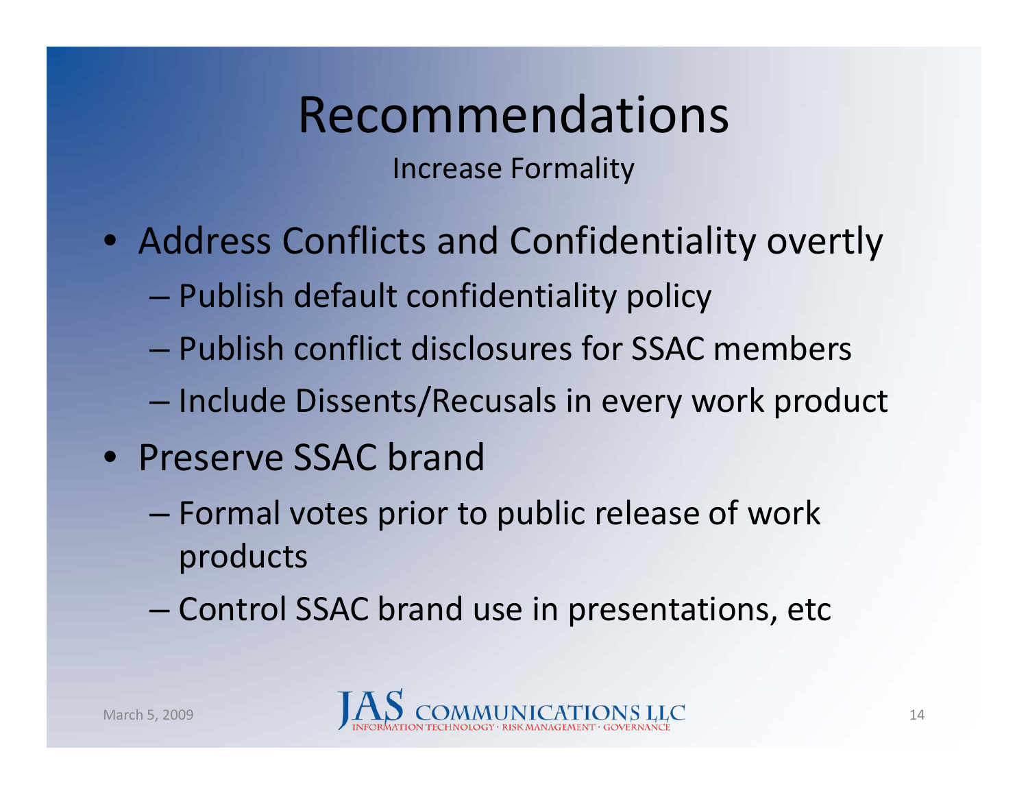# Recommendations

Increase Formality

- Address Conflicts and Confidentiality overtly
  - Publish default confidentiality policy
  - Publish conflict disclosures for SSAC members
  - Include Dissents/Recusals in every work product
- Preserve SSAC brand
  - Formal votes prior to public release of work products
  - Control SSAC brand use in presentations, etc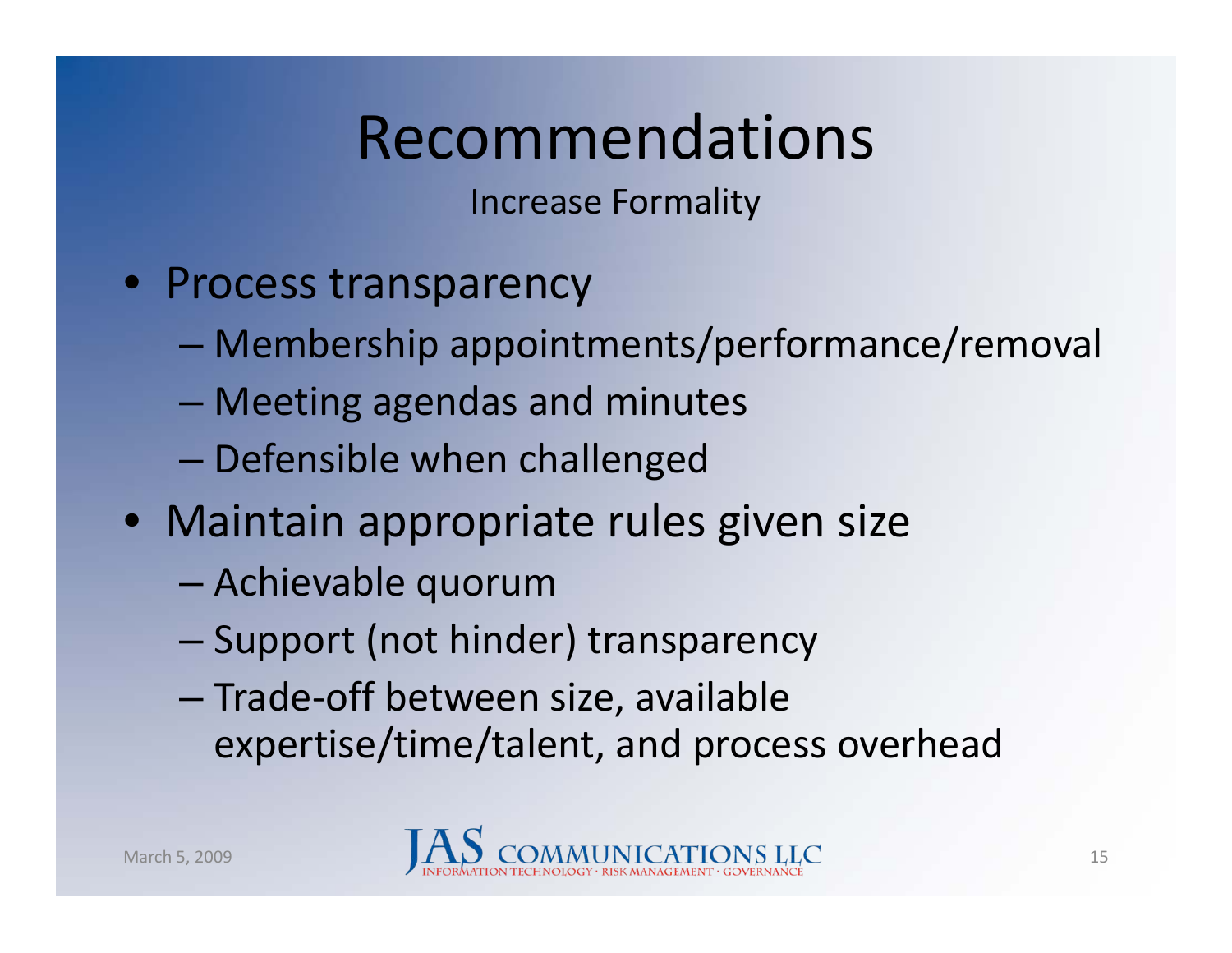# Recommendations

Increase Formality

- Process transparency
  - Membership appointments/performance/removal
  - Meeting agendas and minutes
  - Defensible when challenged
- Maintain appropriate rules given size
  - Achievable quorum
  - Support (not hinder) transparency
  - Trade-off between size, available expertise/time/talent, and process overhead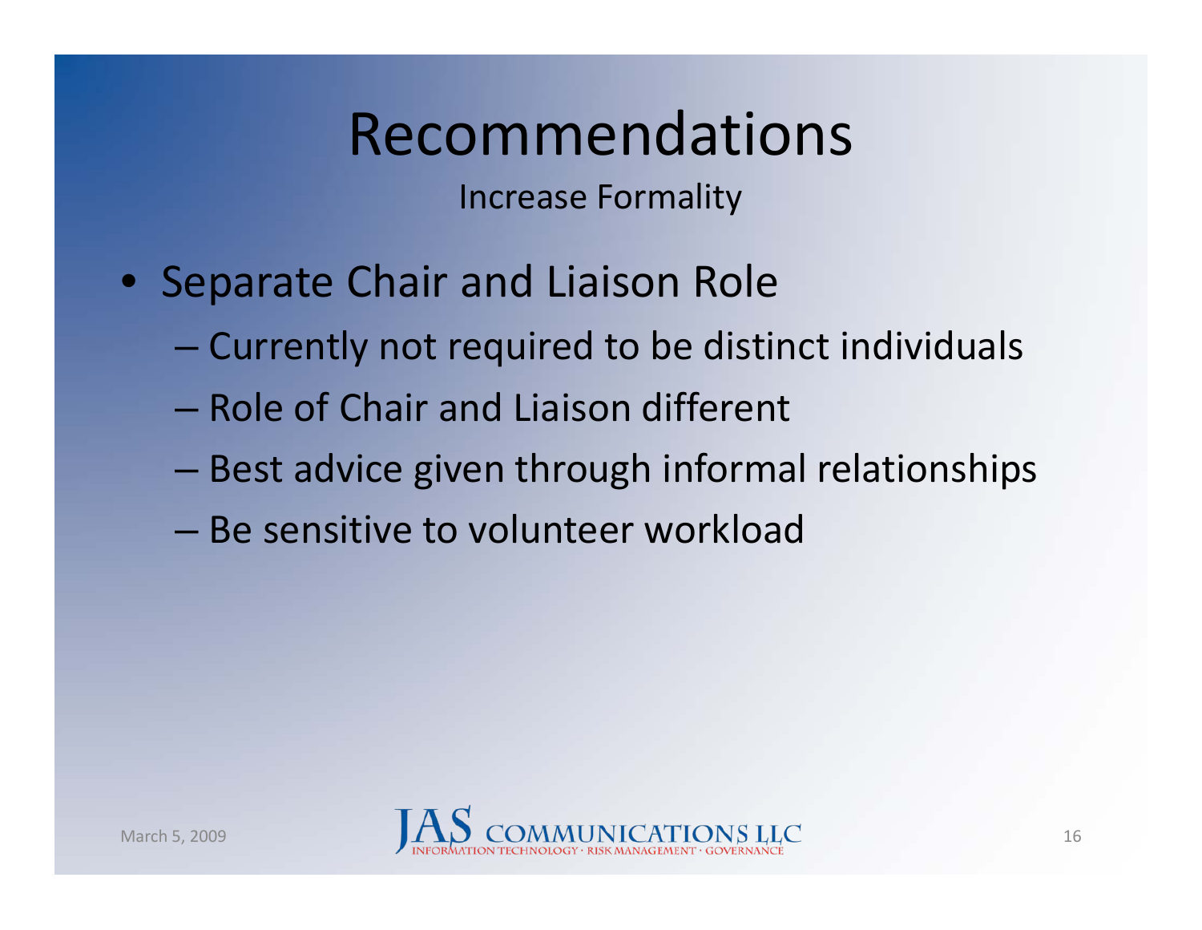# Recommendations

Increase Formality

- Separate Chair and Liaison Role
  - Currently not required to be distinct individuals
  - Role of Chair and Liaison different
  - Best advice given through informal relationships
  - Be sensitive to volunteer workload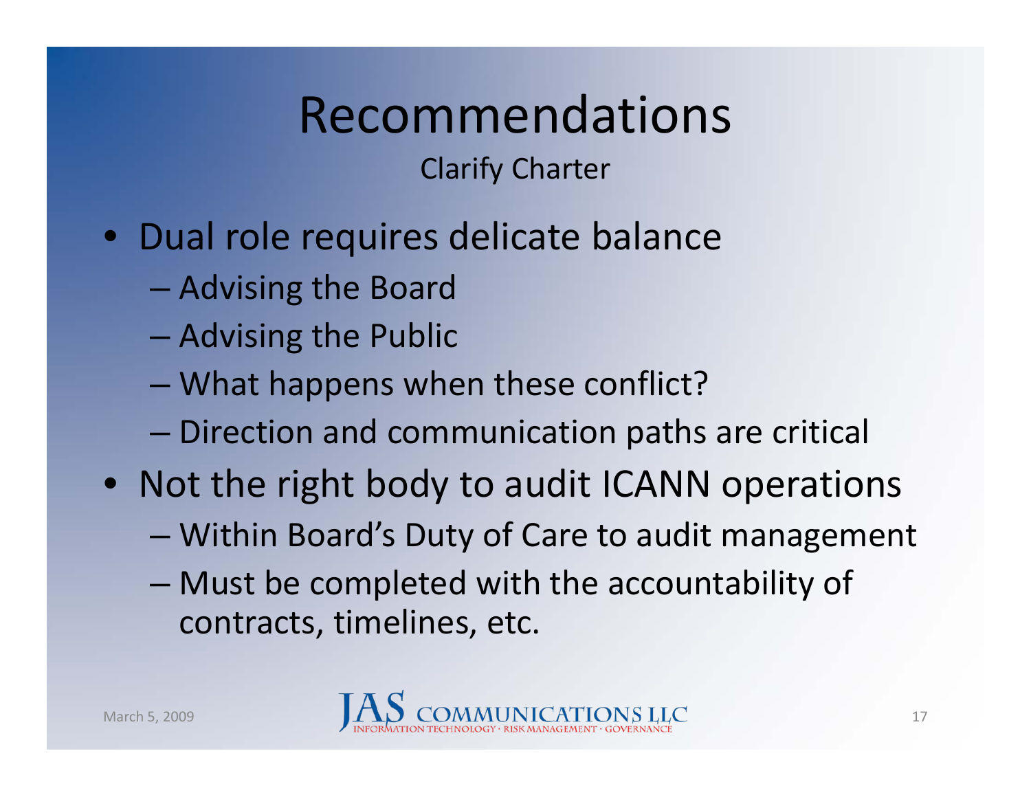# Recommendations

Clarify Charter

- Dual role requires delicate balance
  - Advising the Board
  - Advising the Public
  - What happens when these conflict?
  - Direction and communication paths are critical
- Not the right body to audit ICANN operations
  - Within Board's Duty of Care to audit management
  - Must be completed with the accountability of contracts, timelines, etc.

March 5, 2009

JAS COMMUNICATIONS LLC
INFORMATION TECHNOLOGY · RISK MANAGEMENT · GOVERNANCE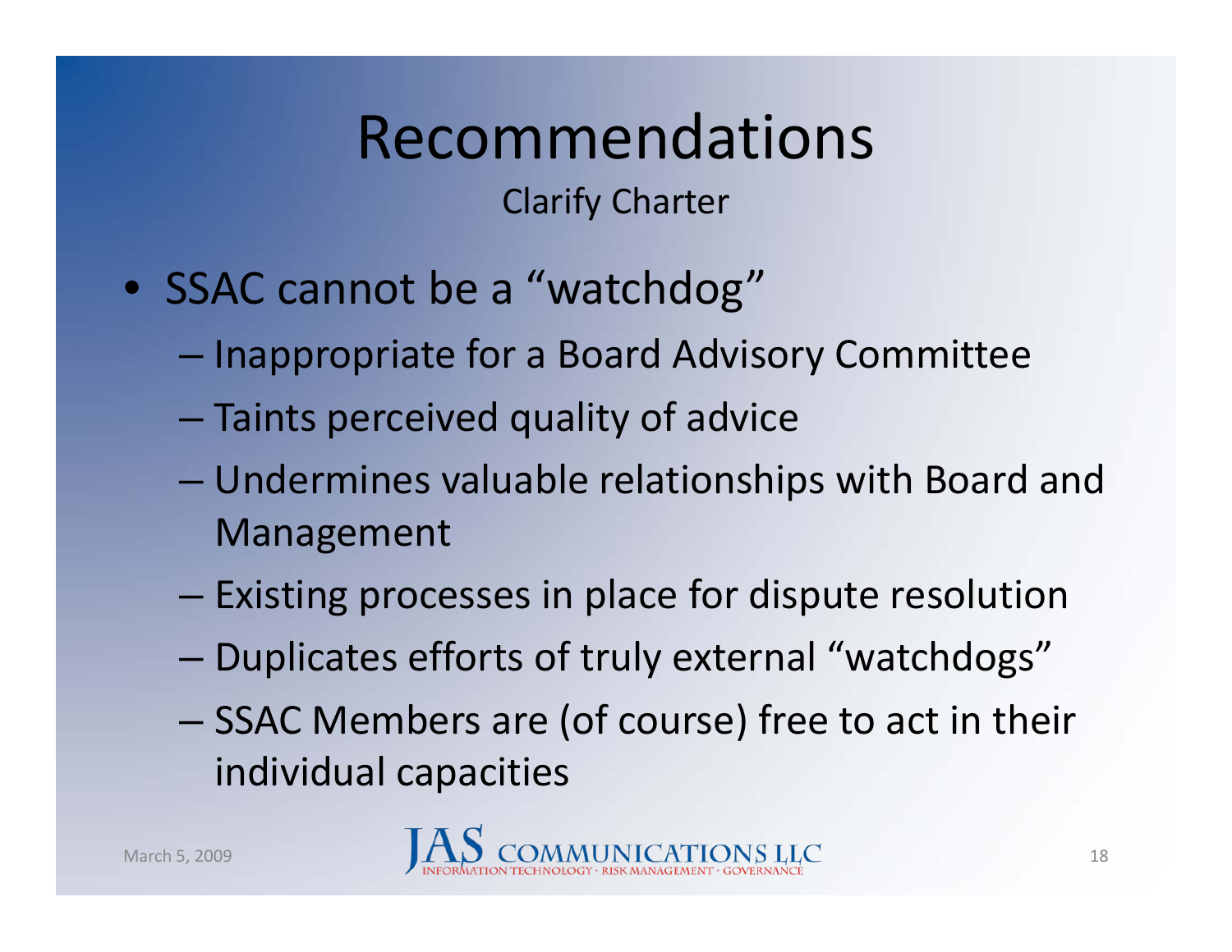# Recommendations

## Clarify Charter

- SSAC cannot be a "watchdog"
  - Inappropriate for a Board Advisory Committee
  - Taints perceived quality of advice
  - Undermines valuable relationships with Board and Management
  - Existing processes in place for dispute resolution
  - Duplicates efforts of truly external "watchdogs"
  - SSAC Members are (of course) free to act in their individual capacities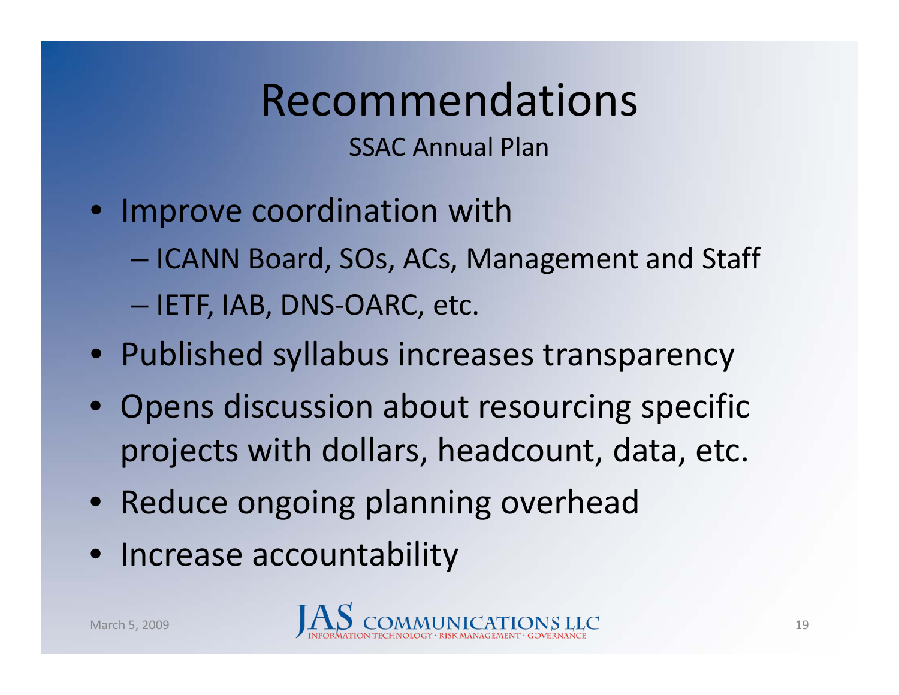# Recommendations

SSAC Annual Plan

- Improve coordination with
  - ICANN Board, SOs, ACs, Management and Staff
  - IETF, IAB, DNS-OARC, etc.
- Published syllabus increases transparency
- Opens discussion about resourcing specific projects with dollars, headcount, data, etc.
- Reduce ongoing planning overhead
- Increase accountability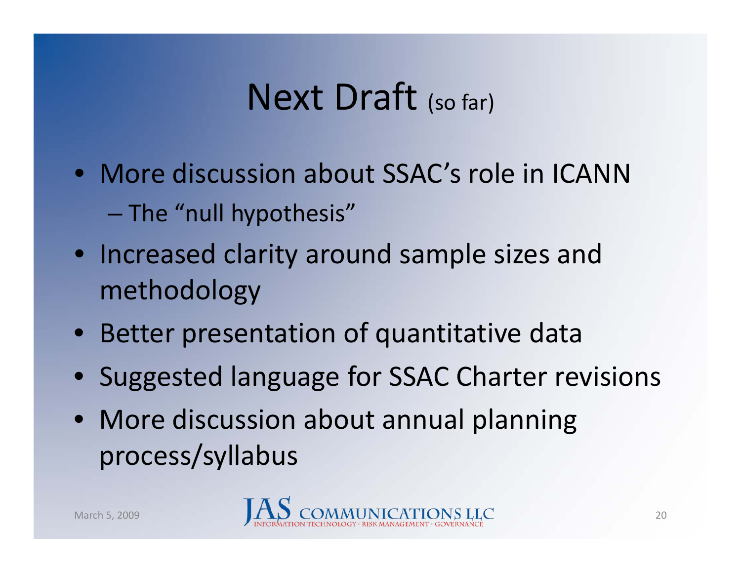# Next Draft (so far)

- More discussion about SSAC's role in ICANN
  - The "null hypothesis"
- Increased clarity around sample sizes and methodology
- Better presentation of quantitative data
- Suggested language for SSAC Charter revisions
- More discussion about annual planning process/syllabus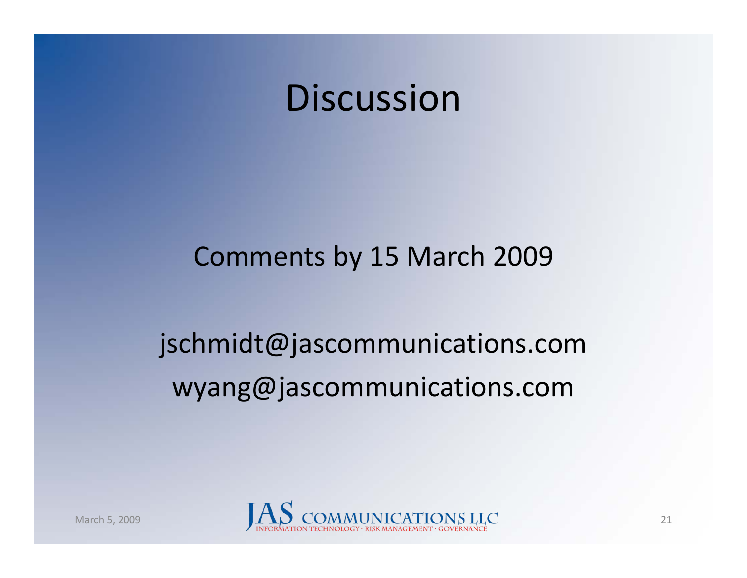# Discussion

Comments by 15 March 2009

jschmidt@jascommunications.com

wyang@jascommunications.com